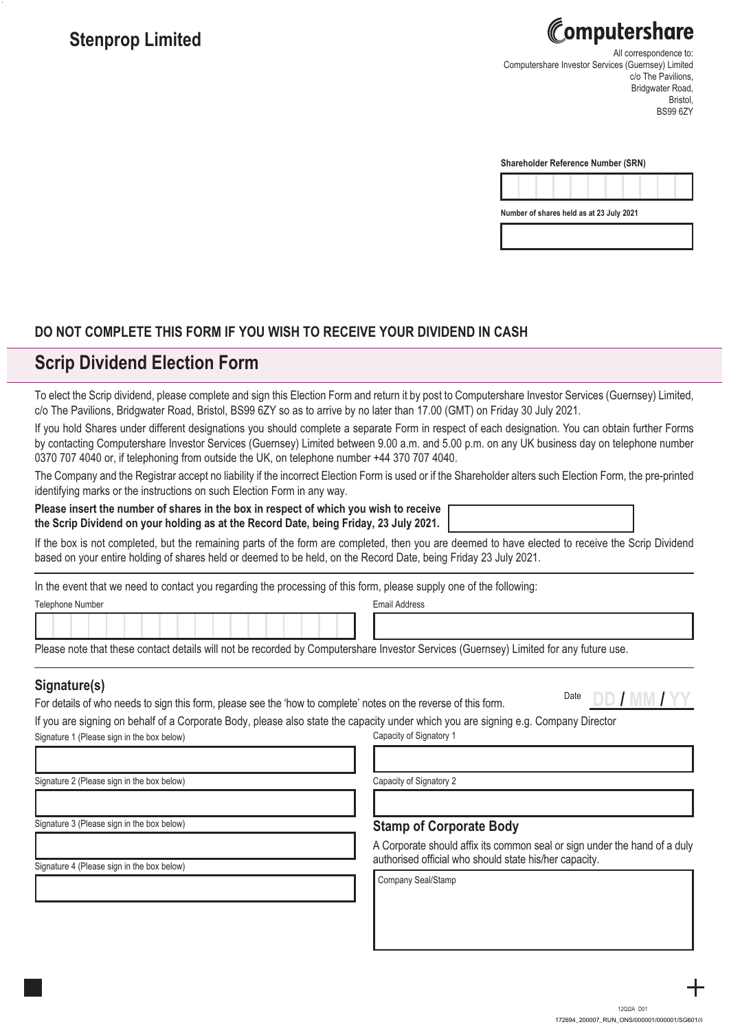# Stenprop Limited

Computershare

All correspondence to:
Computershare Investor Services (Guernsey) Limited
c/o The Pavilions,
Bridgwater Road,
Bristol,
BS99 6ZY

**Shareholder Reference Number (SRN)**

**Number of shares held as at 23 July 2021**

**DO NOT COMPLETE THIS FORM IF YOU WISH TO RECEIVE YOUR DIVIDEND IN CASH**

## Scrip Dividend Election Form

To elect the Scrip dividend, please complete and sign this Election Form and return it by post to Computershare Investor Services (Guernsey) Limited, c/o The Pavilions, Bridgwater Road, Bristol, BS99 6ZY so as to arrive by no later than 17.00 (GMT) on Friday 30 July 2021.

If you hold Shares under different designations you should complete a separate Form in respect of each designation. You can obtain further Forms by contacting Computershare Investor Services (Guernsey) Limited between 9.00 a.m. and 5.00 p.m. on any UK business day on telephone number 0370 707 4040 or, if telephoning from outside the UK, on telephone number +44 370 707 4040.

The Company and the Registrar accept no liability if the incorrect Election Form is used or if the Shareholder alters such Election Form, the pre-printed identifying marks or the instructions on such Election Form in any way.

**Please insert the number of shares in the box in respect of which you wish to receive the Scrip Dividend on your holding as at the Record Date, being Friday, 23 July 2021.**

If the box is not completed, but the remaining parts of the form are completed, then you are deemed to have elected to receive the Scrip Dividend based on your entire holding of shares held or deemed to be held, on the Record Date, being Friday 23 July 2021.

In the event that we need to contact you regarding the processing of this form, please supply one of the following:

Telephone Number

Email Address

Please note that these contact details will not be recorded by Computershare Investor Services (Guernsey) Limited for any future use.

### Signature(s)

For details of who needs to sign this form, please see the 'how to complete' notes on the reverse of this form.

Date DD / MM / YY

If you are signing on behalf of a Corporate Body, please also state the capacity under which you are signing e.g. Company Director

Signature 1 (Please sign in the box below)

Capacity of Signatory 1

Signature 2 (Please sign in the box below)

Capacity of Signatory 2

Signature 3 (Please sign in the box below)

Signature 4 (Please sign in the box below)

### Stamp of Corporate Body

A Corporate should affix its common seal or sign under the hand of a duly authorised official who should state his/her capacity.

Company Seal/Stamp

12QI2A D01

172694_200007_RUN_ONS/000001/000001/SG601/i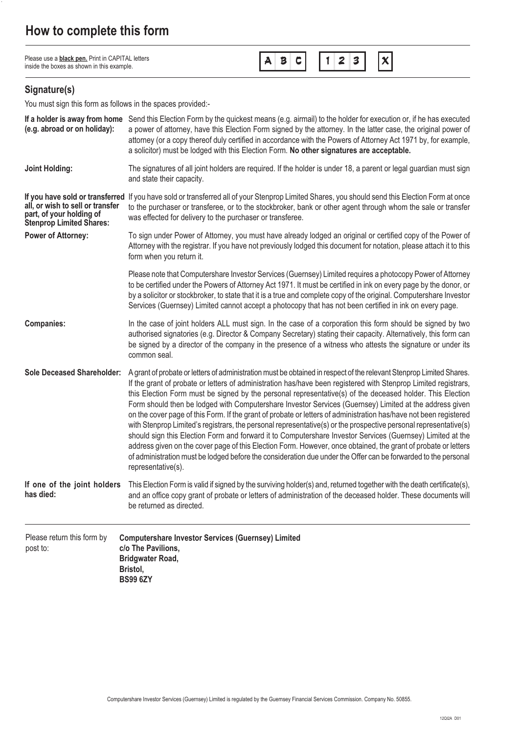# How to complete this form

Please use a **black pen.** Print in CAPITAL letters inside the boxes as shown in this example.

A B C 1 2 3 X

## Signature(s)

You must sign this form as follows in the spaces provided:-

**If a holder is away from home (e.g. abroad or on holiday):** Send this Election Form by the quickest means (e.g. airmail) to the holder for execution or, if he has executed a power of attorney, have this Election Form signed by the attorney. In the latter case, the original power of attorney (or a copy thereof duly certified in accordance with the Powers of Attorney Act 1971 by, for example, a solicitor) must be lodged with this Election Form. **No other signatures are acceptable.**

**Joint Holding:** The signatures of all joint holders are required. If the holder is under 18, a parent or legal guardian must sign and state their capacity.

**If you have sold or transferred all, or wish to sell or transfer part, of your holding of Stenprop Limited Shares:** If you have sold or transferred all of your Stenprop Limited Shares, you should send this Election Form at once to the purchaser or transferee, or to the stockbroker, bank or other agent through whom the sale or transfer was effected for delivery to the purchaser or transferee.

**Power of Attorney:** To sign under Power of Attorney, you must have already lodged an original or certified copy of the Power of Attorney with the registrar. If you have not previously lodged this document for notation, please attach it to this form when you return it.

Please note that Computershare Investor Services (Guernsey) Limited requires a photocopy Power of Attorney to be certified under the Powers of Attorney Act 1971. It must be certified in ink on every page by the donor, or by a solicitor or stockbroker, to state that it is a true and complete copy of the original. Computershare Investor Services (Guernsey) Limited cannot accept a photocopy that has not been certified in ink on every page.

**Companies:** In the case of joint holders ALL must sign. In the case of a corporation this form should be signed by two authorised signatories (e.g. Director & Company Secretary) stating their capacity. Alternatively, this form can be signed by a director of the company in the presence of a witness who attests the signature or under its common seal.

**Sole Deceased Shareholder:** A grant of probate or letters of administration must be obtained in respect of the relevant Stenprop Limited Shares. If the grant of probate or letters of administration has/have been registered with Stenprop Limited registrars, this Election Form must be signed by the personal representative(s) of the deceased holder. This Election Form should then be lodged with Computershare Investor Services (Guernsey) Limited at the address given on the cover page of this Form. If the grant of probate or letters of administration has/have not been registered with Stenprop Limited's registrars, the personal representative(s) or the prospective personal representative(s) should sign this Election Form and forward it to Computershare Investor Services (Guernsey) Limited at the address given on the cover page of this Election Form. However, once obtained, the grant of probate or letters of administration must be lodged before the consideration due under the Offer can be forwarded to the personal representative(s).

**If one of the joint holders has died:** This Election Form is valid if signed by the surviving holder(s) and, returned together with the death certificate(s), and an office copy grant of probate or letters of administration of the deceased holder. These documents will be returned as directed.

Please return this form by post to:

**Computershare Investor Services (Guernsey) Limited**
**c/o The Pavilions,**
**Bridgwater Road,**
**Bristol,**
**BS99 6ZY**

Computershare Investor Services (Guernsey) Limited is regulated by the Guernsey Financial Services Commission. Company No. 50855.

12QI2A D01